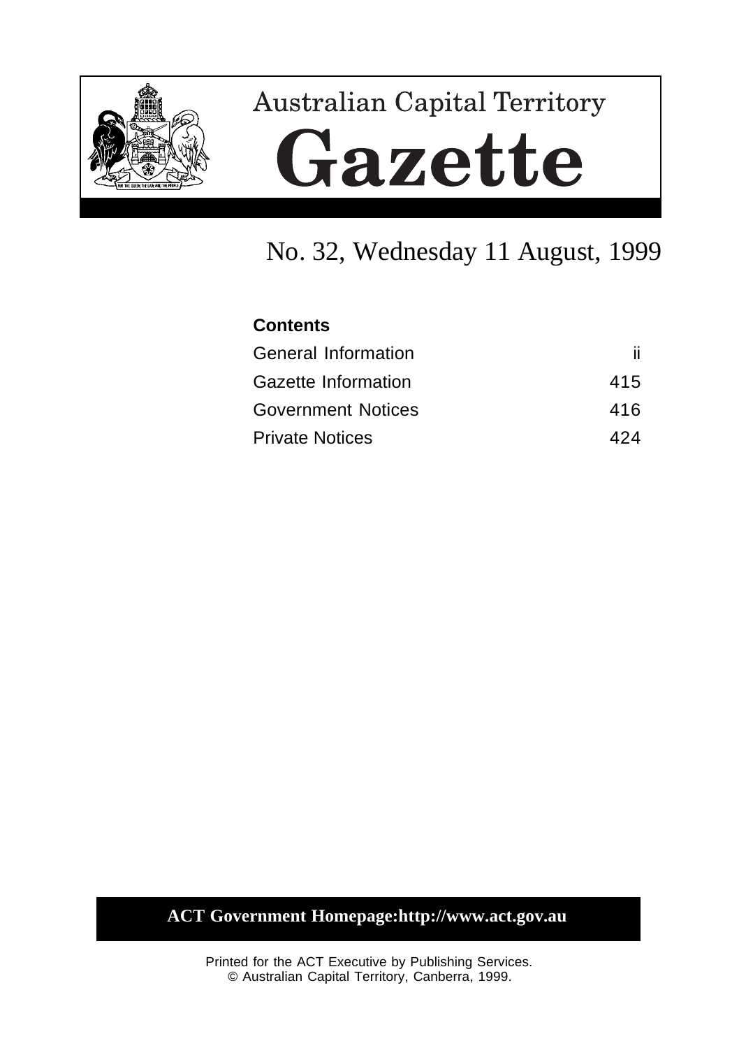# Australian Capital Territory

# Gazette

## No. 32, Wednesday 11 August, 1999

**Contents**

| | |
|---|---|
| General Information | ii |
| Gazette Information | 415 |
| Government Notices | 416 |
| Private Notices | 424 |

**ACT Government Homepage:http://www.act.gov.au**

Printed for the ACT Executive by Publishing Services.
© Australian Capital Territory, Canberra, 1999.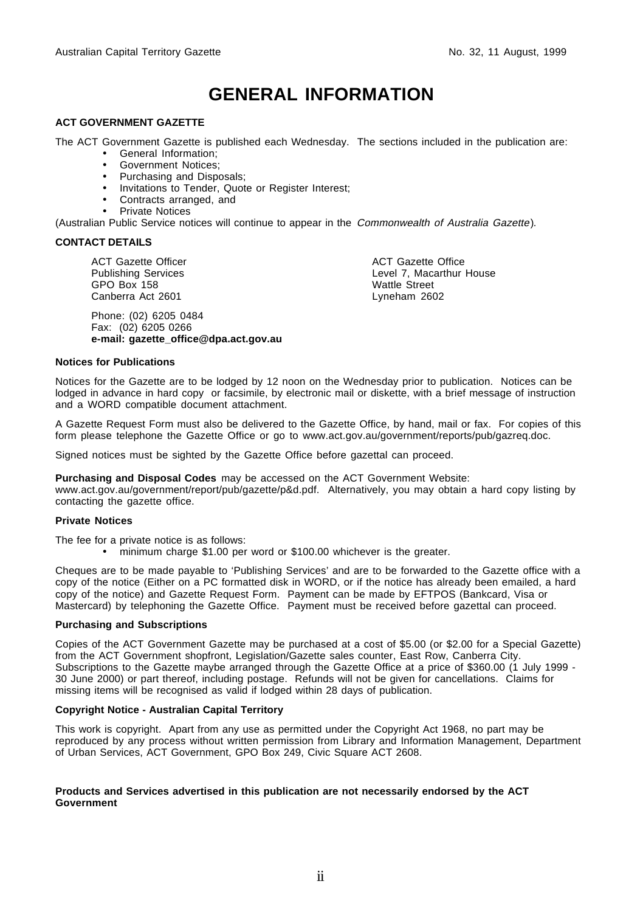# GENERAL INFORMATION

### ACT GOVERNMENT GAZETTE

The ACT Government Gazette is published each Wednesday. The sections included in the publication are:

- General Information;
- Government Notices;
- Purchasing and Disposals;
- Invitations to Tender, Quote or Register Interest;
- Contracts arranged, and
- Private Notices

(Australian Public Service notices will continue to appear in the *Commonwealth of Australia Gazette*).

### CONTACT DETAILS

ACT Gazette Officer
Publishing Services
GPO Box 158
Canberra Act 2601

ACT Gazette Office
Level 7, Macarthur House
Wattle Street
Lyneham 2602

Phone: (02) 6205 0484
Fax: (02) 6205 0266
**e-mail: gazette_office@dpa.act.gov.au**

### Notices for Publications

Notices for the Gazette are to be lodged by 12 noon on the Wednesday prior to publication. Notices can be lodged in advance in hard copy or facsimile, by electronic mail or diskette, with a brief message of instruction and a WORD compatible document attachment.

A Gazette Request Form must also be delivered to the Gazette Office, by hand, mail or fax. For copies of this form please telephone the Gazette Office or go to www.act.gov.au/government/reports/pub/gazreq.doc.

Signed notices must be sighted by the Gazette Office before gazettal can proceed.

**Purchasing and Disposal Codes** may be accessed on the ACT Government Website: www.act.gov.au/government/report/pub/gazette/p&d.pdf. Alternatively, you may obtain a hard copy listing by contacting the gazette office.

### Private Notices

The fee for a private notice is as follows:

- minimum charge $1.00 per word or $100.00 whichever is the greater.

Cheques are to be made payable to 'Publishing Services' and are to be forwarded to the Gazette office with a copy of the notice (Either on a PC formatted disk in WORD, or if the notice has already been emailed, a hard copy of the notice) and Gazette Request Form. Payment can be made by EFTPOS (Bankcard, Visa or Mastercard) by telephoning the Gazette Office. Payment must be received before gazettal can proceed.

### Purchasing and Subscriptions

Copies of the ACT Government Gazette may be purchased at a cost of $5.00 (or $2.00 for a Special Gazette) from the ACT Government shopfront, Legislation/Gazette sales counter, East Row, Canberra City. Subscriptions to the Gazette maybe arranged through the Gazette Office at a price of $360.00 (1 July 1999 - 30 June 2000) or part thereof, including postage. Refunds will not be given for cancellations. Claims for missing items will be recognised as valid if lodged within 28 days of publication.

### Copyright Notice - Australian Capital Territory

This work is copyright. Apart from any use as permitted under the Copyright Act 1968, no part may be reproduced by any process without written permission from Library and Information Management, Department of Urban Services, ACT Government, GPO Box 249, Civic Square ACT 2608.

**Products and Services advertised in this publication are not necessarily endorsed by the ACT Government**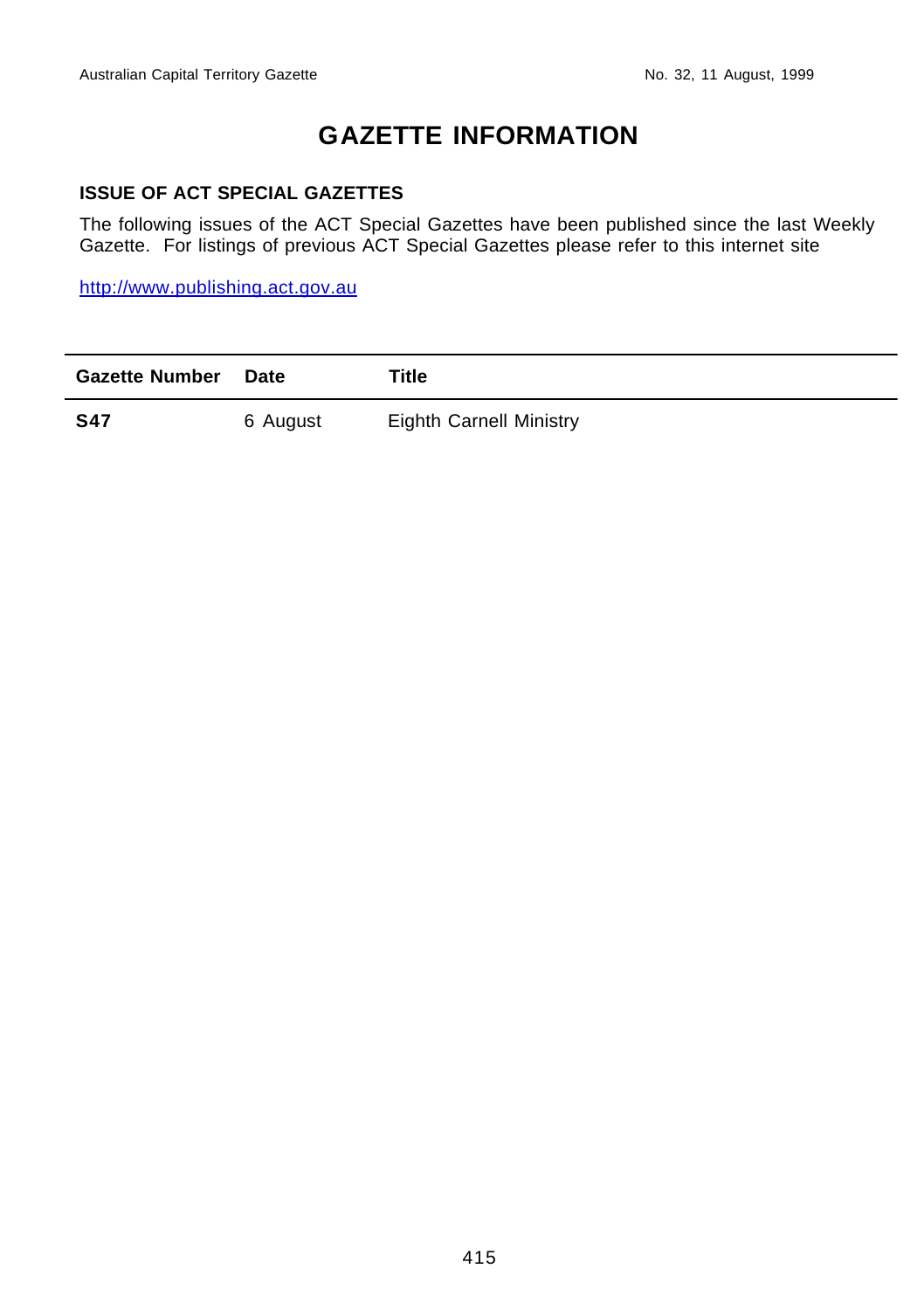# GAZETTE INFORMATION

## ISSUE OF ACT SPECIAL GAZETTES

The following issues of the ACT Special Gazettes have been published since the last Weekly Gazette. For listings of previous ACT Special Gazettes please refer to this internet site

http://www.publishing.act.gov.au

| Gazette Number | Date | Title |
|---|---|---|
| **S47** | 6 August | Eighth Carnell Ministry |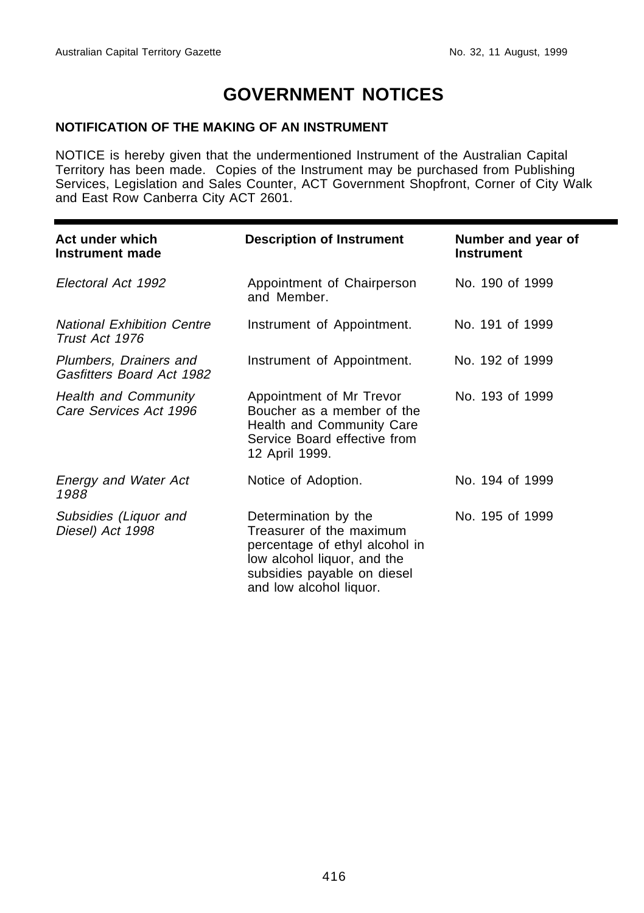# GOVERNMENT NOTICES

**NOTIFICATION OF THE MAKING OF AN INSTRUMENT**

NOTICE is hereby given that the undermentioned Instrument of the Australian Capital Territory has been made. Copies of the Instrument may be purchased from Publishing Services, Legislation and Sales Counter, ACT Government Shopfront, Corner of City Walk and East Row Canberra City ACT 2601.

| Act under which Instrument made | Description of Instrument | Number and year of Instrument |
| --- | --- | --- |
| *Electoral Act 1992* | Appointment of Chairperson and Member. | No. 190 of 1999 |
| *National Exhibition Centre Trust Act 1976* | Instrument of Appointment. | No. 191 of 1999 |
| *Plumbers, Drainers and Gasfitters Board Act 1982* | Instrument of Appointment. | No. 192 of 1999 |
| *Health and Community Care Services Act 1996* | Appointment of Mr Trevor Boucher as a member of the Health and Community Care Service Board effective from 12 April 1999. | No. 193 of 1999 |
| *Energy and Water Act 1988* | Notice of Adoption. | No. 194 of 1999 |
| *Subsidies (Liquor and Diesel) Act 1998* | Determination by the Treasurer of the maximum percentage of ethyl alcohol in low alcohol liquor, and the subsidies payable on diesel and low alcohol liquor. | No. 195 of 1999 |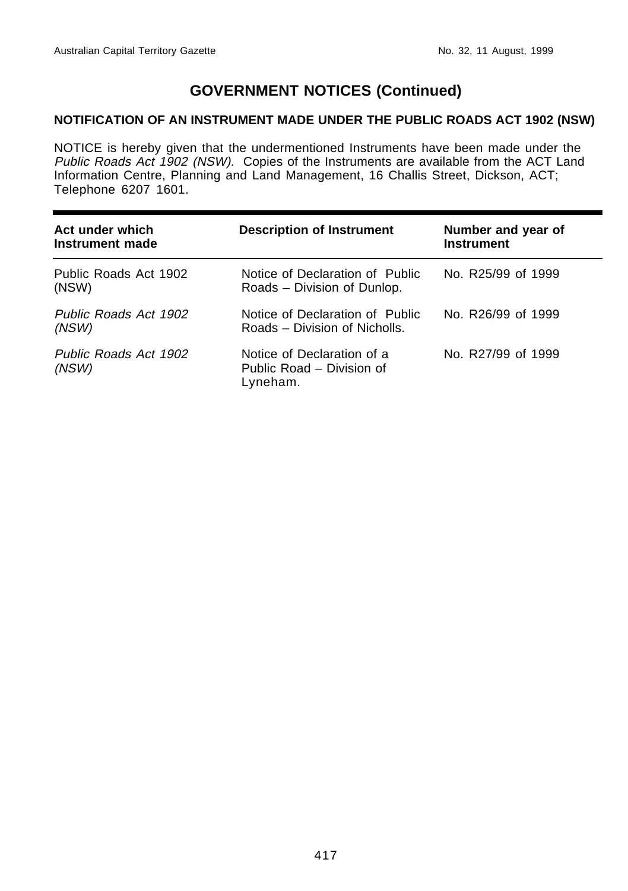# GOVERNMENT NOTICES (Continued)

### NOTIFICATION OF AN INSTRUMENT MADE UNDER THE PUBLIC ROADS ACT 1902 (NSW)

NOTICE is hereby given that the undermentioned Instruments have been made under the *Public Roads Act 1902 (NSW).* Copies of the Instruments are available from the ACT Land Information Centre, Planning and Land Management, 16 Challis Street, Dickson, ACT; Telephone 6207 1601.

| Act under which Instrument made | Description of Instrument | Number and year of Instrument |
|---|---|---|
| Public Roads Act 1902 (NSW) | Notice of Declaration of Public Roads – Division of Dunlop. | No. R25/99 of 1999 |
| *Public Roads Act 1902 (NSW)* | Notice of Declaration of Public Roads – Division of Nicholls. | No. R26/99 of 1999 |
| *Public Roads Act 1902 (NSW)* | Notice of Declaration of a Public Road – Division of Lyneham. | No. R27/99 of 1999 |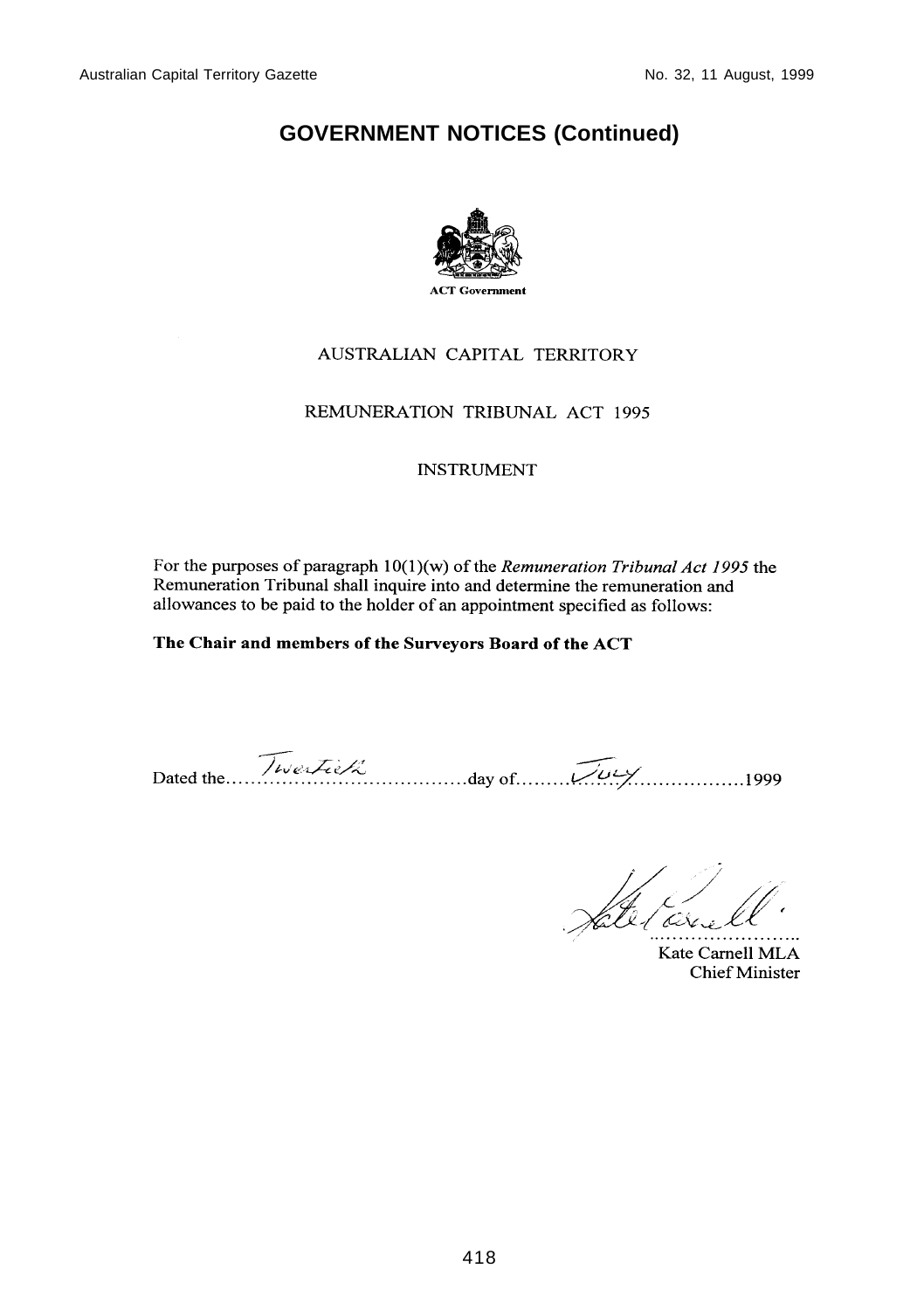## GOVERNMENT NOTICES (Continued)

ACT Government

AUSTRALIAN CAPITAL TERRITORY

REMUNERATION TRIBUNAL ACT 1995

INSTRUMENT

For the purposes of paragraph 10(1)(w) of the *Remuneration Tribunal Act 1995* the Remuneration Tribunal shall inquire into and determine the remuneration and allowances to be paid to the holder of an appointment specified as follows:

**The Chair and members of the Surveyors Board of the ACT**

Dated the Twentieth day of July 1999

Kate Carnell MLA
Chief Minister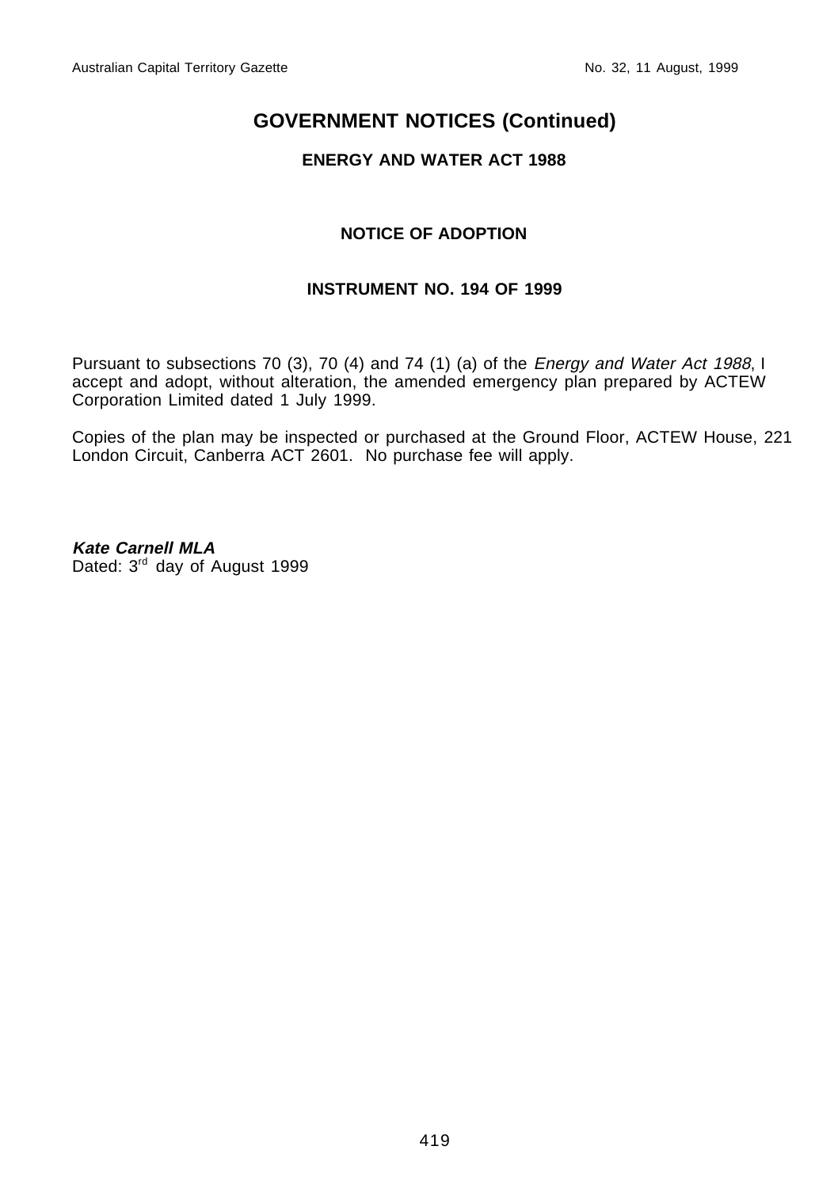## GOVERNMENT NOTICES (Continued)

### ENERGY AND WATER ACT 1988

### NOTICE OF ADOPTION

### INSTRUMENT NO. 194 OF 1999

Pursuant to subsections 70 (3), 70 (4) and 74 (1) (a) of the *Energy and Water Act 1988*, I accept and adopt, without alteration, the amended emergency plan prepared by ACTEW Corporation Limited dated 1 July 1999.

Copies of the plan may be inspected or purchased at the Ground Floor, ACTEW House, 221 London Circuit, Canberra ACT 2601. No purchase fee will apply.

***Kate Carnell MLA***
Dated: 3rd day of August 1999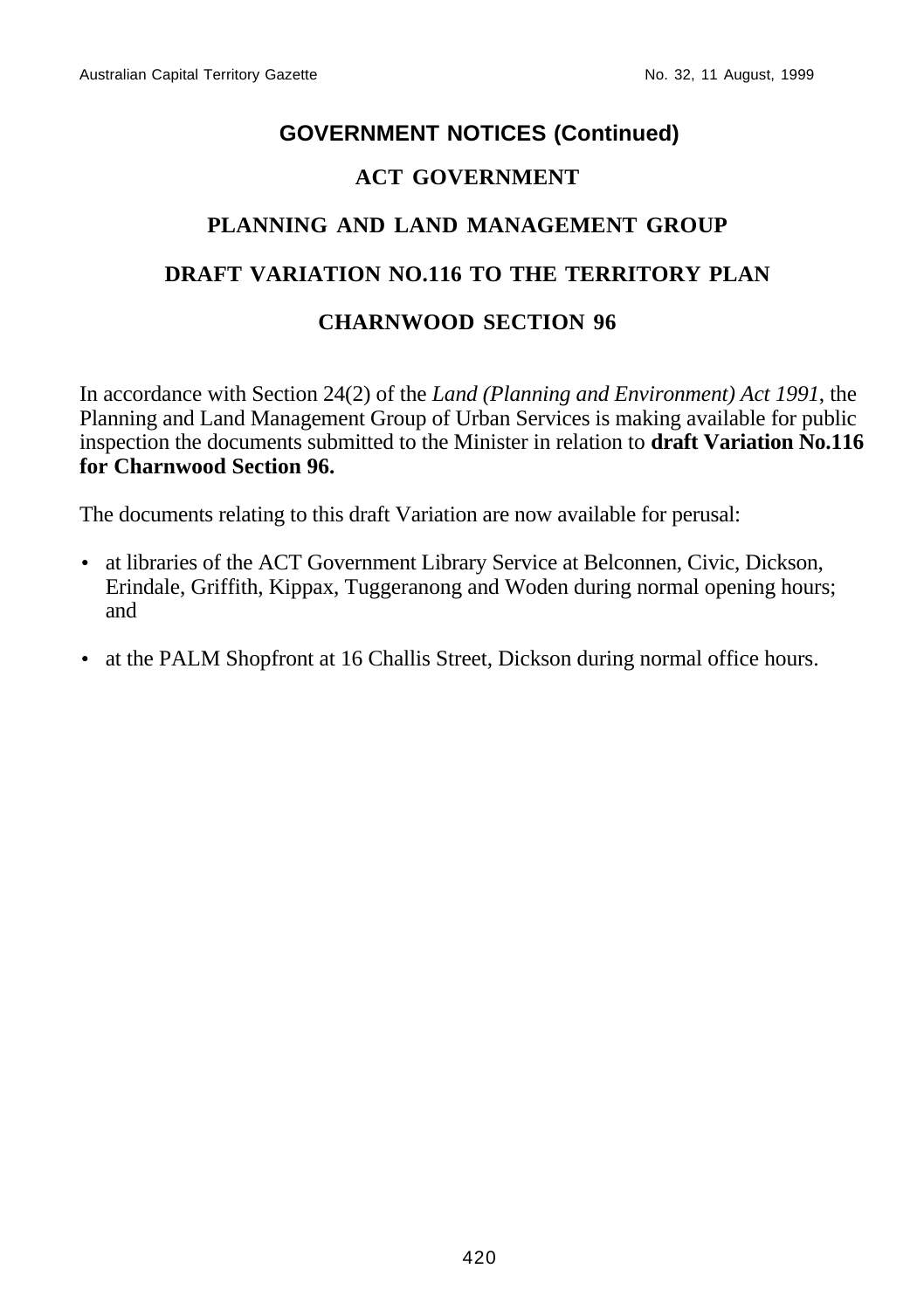## GOVERNMENT NOTICES (Continued)

### ACT GOVERNMENT

### PLANNING AND LAND MANAGEMENT GROUP

### DRAFT VARIATION NO.116 TO THE TERRITORY PLAN

### CHARNWOOD SECTION 96

In accordance with Section 24(2) of the *Land (Planning and Environment) Act 1991*, the Planning and Land Management Group of Urban Services is making available for public inspection the documents submitted to the Minister in relation to **draft Variation No.116 for Charnwood Section 96.**

The documents relating to this draft Variation are now available for perusal:

- at libraries of the ACT Government Library Service at Belconnen, Civic, Dickson, Erindale, Griffith, Kippax, Tuggeranong and Woden during normal opening hours; and
- at the PALM Shopfront at 16 Challis Street, Dickson during normal office hours.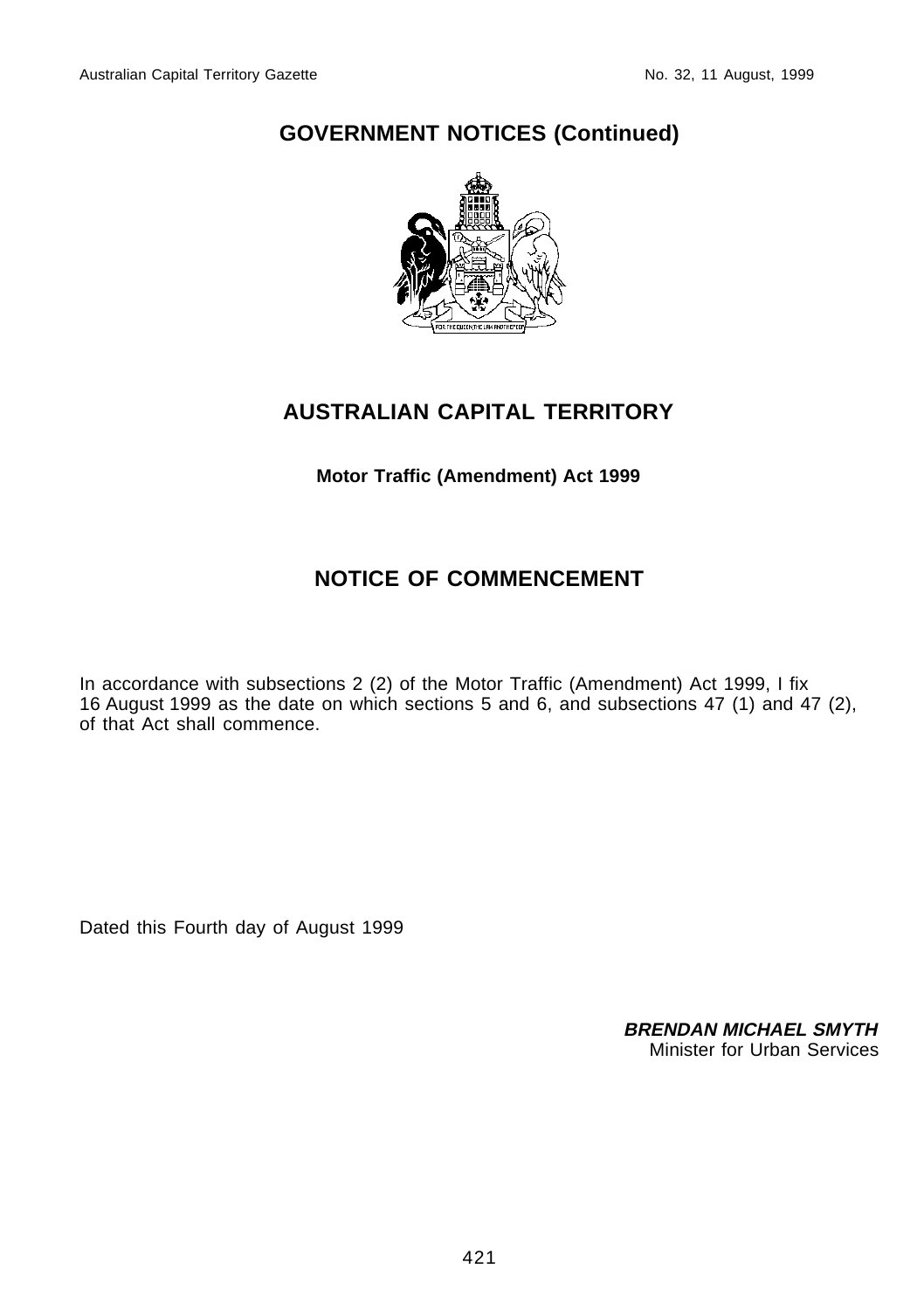# GOVERNMENT NOTICES (Continued)

## AUSTRALIAN CAPITAL TERRITORY

**Motor Traffic (Amendment) Act 1999**

## NOTICE OF COMMENCEMENT

In accordance with subsections 2 (2) of the Motor Traffic (Amendment) Act 1999, I fix 16 August 1999 as the date on which sections 5 and 6, and subsections 47 (1) and 47 (2), of that Act shall commence.

Dated this Fourth day of August 1999

***BRENDAN MICHAEL SMYTH***
Minister for Urban Services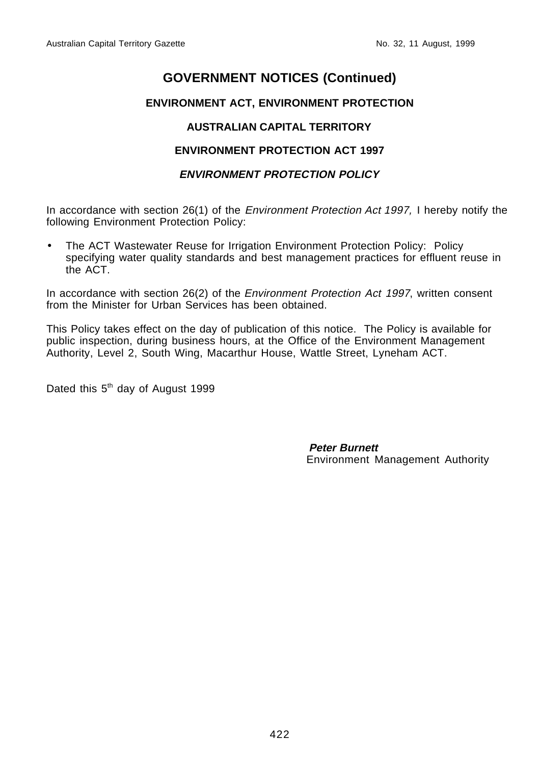# GOVERNMENT NOTICES (Continued)

## ENVIRONMENT ACT, ENVIRONMENT PROTECTION

### AUSTRALIAN CAPITAL TERRITORY

### ENVIRONMENT PROTECTION ACT 1997

### *ENVIRONMENT PROTECTION POLICY*

In accordance with section 26(1) of the *Environment Protection Act 1997,* I hereby notify the following Environment Protection Policy:

- The ACT Wastewater Reuse for Irrigation Environment Protection Policy: Policy specifying water quality standards and best management practices for effluent reuse in the ACT.

In accordance with section 26(2) of the *Environment Protection Act 1997*, written consent from the Minister for Urban Services has been obtained.

This Policy takes effect on the day of publication of this notice. The Policy is available for public inspection, during business hours, at the Office of the Environment Management Authority, Level 2, South Wing, Macarthur House, Wattle Street, Lyneham ACT.

Dated this 5th day of August 1999

**Peter Burnett**
Environment Management Authority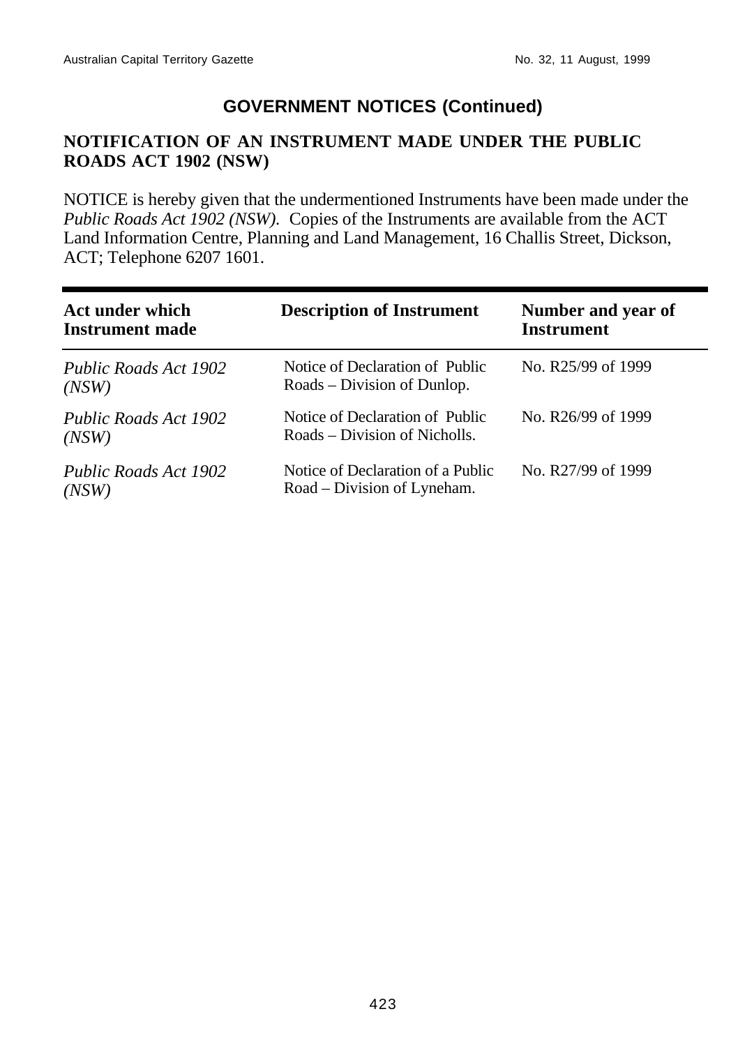## GOVERNMENT NOTICES (Continued)

### NOTIFICATION OF AN INSTRUMENT MADE UNDER THE PUBLIC ROADS ACT 1902 (NSW)

NOTICE is hereby given that the undermentioned Instruments have been made under the *Public Roads Act 1902 (NSW).* Copies of the Instruments are available from the ACT Land Information Centre, Planning and Land Management, 16 Challis Street, Dickson, ACT; Telephone 6207 1601.

| Act under which Instrument made | Description of Instrument | Number and year of Instrument |
|---|---|---|
| *Public Roads Act 1902 (NSW)* | Notice of Declaration of Public Roads – Division of Dunlop. | No. R25/99 of 1999 |
| *Public Roads Act 1902 (NSW)* | Notice of Declaration of Public Roads – Division of Nicholls. | No. R26/99 of 1999 |
| *Public Roads Act 1902 (NSW)* | Notice of Declaration of a Public Road – Division of Lyneham. | No. R27/99 of 1999 |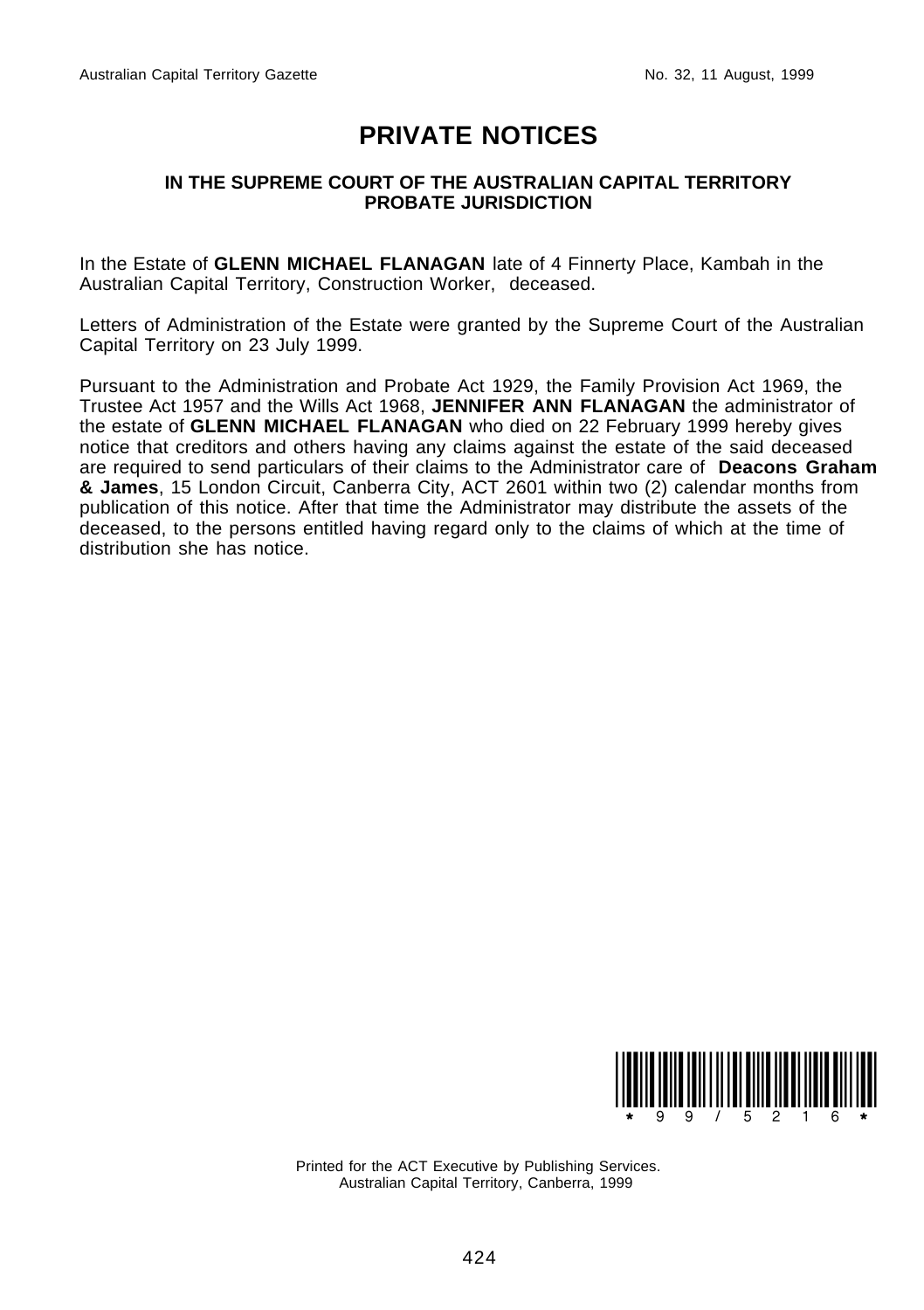# PRIVATE NOTICES

### IN THE SUPREME COURT OF THE AUSTRALIAN CAPITAL TERRITORY PROBATE JURISDICTION

In the Estate of **GLENN MICHAEL FLANAGAN** late of 4 Finnerty Place, Kambah in the Australian Capital Territory, Construction Worker, deceased.

Letters of Administration of the Estate were granted by the Supreme Court of the Australian Capital Territory on 23 July 1999.

Pursuant to the Administration and Probate Act 1929, the Family Provision Act 1969, the Trustee Act 1957 and the Wills Act 1968, **JENNIFER ANN FLANAGAN** the administrator of the estate of **GLENN MICHAEL FLANAGAN** who died on 22 February 1999 hereby gives notice that creditors and others having any claims against the estate of the said deceased are required to send particulars of their claims to the Administrator care of **Deacons Graham & James**, 15 London Circuit, Canberra City, ACT 2601 within two (2) calendar months from publication of this notice. After that time the Administrator may distribute the assets of the deceased, to the persons entitled having regard only to the claims of which at the time of distribution she has notice.

*99/5216*

Printed for the ACT Executive by Publishing Services.
Australian Capital Territory, Canberra, 1999